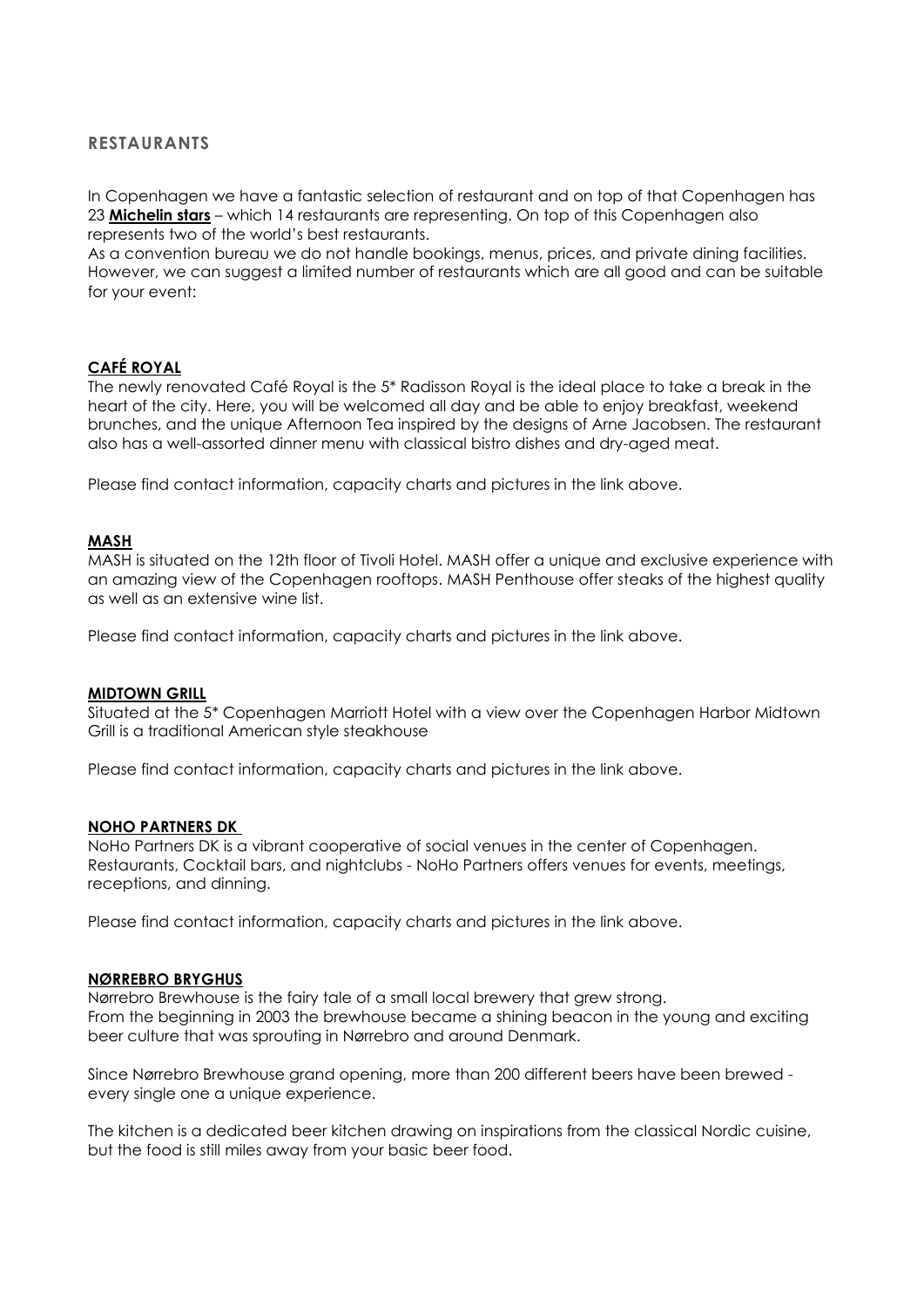## RESTAURANTS

In Copenhagen we have a fantastic selection of restaurant and on top of that Copenhagen has 23 **Michelin stars** – which 14 restaurants are representing. On top of this Copenhagen also represents two of the world's best restaurants.
As a convention bureau we do not handle bookings, menus, prices, and private dining facilities. However, we can suggest a limited number of restaurants which are all good and can be suitable for your event:

### CAFÉ ROYAL

The newly renovated Café Royal is the 5* Radisson Royal is the ideal place to take a break in the heart of the city. Here, you will be welcomed all day and be able to enjoy breakfast, weekend brunches, and the unique Afternoon Tea inspired by the designs of Arne Jacobsen. The restaurant also has a well-assorted dinner menu with classical bistro dishes and dry-aged meat.

Please find contact information, capacity charts and pictures in the link above.

### MASH

MASH is situated on the 12th floor of Tivoli Hotel. MASH offer a unique and exclusive experience with an amazing view of the Copenhagen rooftops. MASH Penthouse offer steaks of the highest quality as well as an extensive wine list.

Please find contact information, capacity charts and pictures in the link above.

### MIDTOWN GRILL

Situated at the 5* Copenhagen Marriott Hotel with a view over the Copenhagen Harbor Midtown Grill is a traditional American style steakhouse

Please find contact information, capacity charts and pictures in the link above.

### NOHO PARTNERS DK

NoHo Partners DK is a vibrant cooperative of social venues in the center of Copenhagen. Restaurants, Cocktail bars, and nightclubs - NoHo Partners offers venues for events, meetings, receptions, and dinning.

Please find contact information, capacity charts and pictures in the link above.

### NØRREBRO BRYGHUS

Nørrebro Brewhouse is the fairy tale of a small local brewery that grew strong.
From the beginning in 2003 the brewhouse became a shining beacon in the young and exciting beer culture that was sprouting in Nørrebro and around Denmark.

Since Nørrebro Brewhouse grand opening, more than 200 different beers have been brewed - every single one a unique experience.

The kitchen is a dedicated beer kitchen drawing on inspirations from the classical Nordic cuisine, but the food is still miles away from your basic beer food.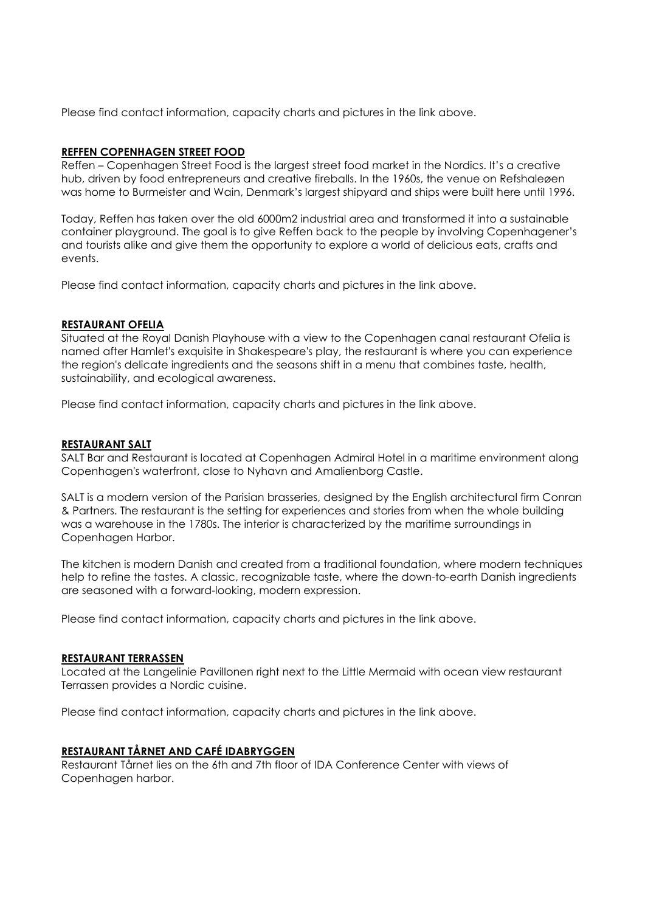Please find contact information, capacity charts and pictures in the link above.

**REFFEN COPENHAGEN STREET FOOD**

Reffen – Copenhagen Street Food is the largest street food market in the Nordics. It's a creative hub, driven by food entrepreneurs and creative fireballs. In the 1960s, the venue on Refshaleøen was home to Burmeister and Wain, Denmark's largest shipyard and ships were built here until 1996.

Today, Reffen has taken over the old 6000m2 industrial area and transformed it into a sustainable container playground. The goal is to give Reffen back to the people by involving Copenhagener's and tourists alike and give them the opportunity to explore a world of delicious eats, crafts and events.

Please find contact information, capacity charts and pictures in the link above.

**RESTAURANT OFELIA**

Situated at the Royal Danish Playhouse with a view to the Copenhagen canal restaurant Ofelia is named after Hamlet's exquisite in Shakespeare's play, the restaurant is where you can experience the region's delicate ingredients and the seasons shift in a menu that combines taste, health, sustainability, and ecological awareness.

Please find contact information, capacity charts and pictures in the link above.

**RESTAURANT SALT**

SALT Bar and Restaurant is located at Copenhagen Admiral Hotel in a maritime environment along Copenhagen's waterfront, close to Nyhavn and Amalienborg Castle.

SALT is a modern version of the Parisian brasseries, designed by the English architectural firm Conran & Partners. The restaurant is the setting for experiences and stories from when the whole building was a warehouse in the 1780s. The interior is characterized by the maritime surroundings in Copenhagen Harbor.

The kitchen is modern Danish and created from a traditional foundation, where modern techniques help to refine the tastes. A classic, recognizable taste, where the down-to-earth Danish ingredients are seasoned with a forward-looking, modern expression.

Please find contact information, capacity charts and pictures in the link above.

**RESTAURANT TERRASSEN**

Located at the Langelinie Pavillonen right next to the Little Mermaid with ocean view restaurant Terrassen provides a Nordic cuisine.

Please find contact information, capacity charts and pictures in the link above.

**RESTAURANT TÅRNET AND CAFÉ IDABRYGGEN**

Restaurant Tårnet lies on the 6th and 7th floor of IDA Conference Center with views of Copenhagen harbor.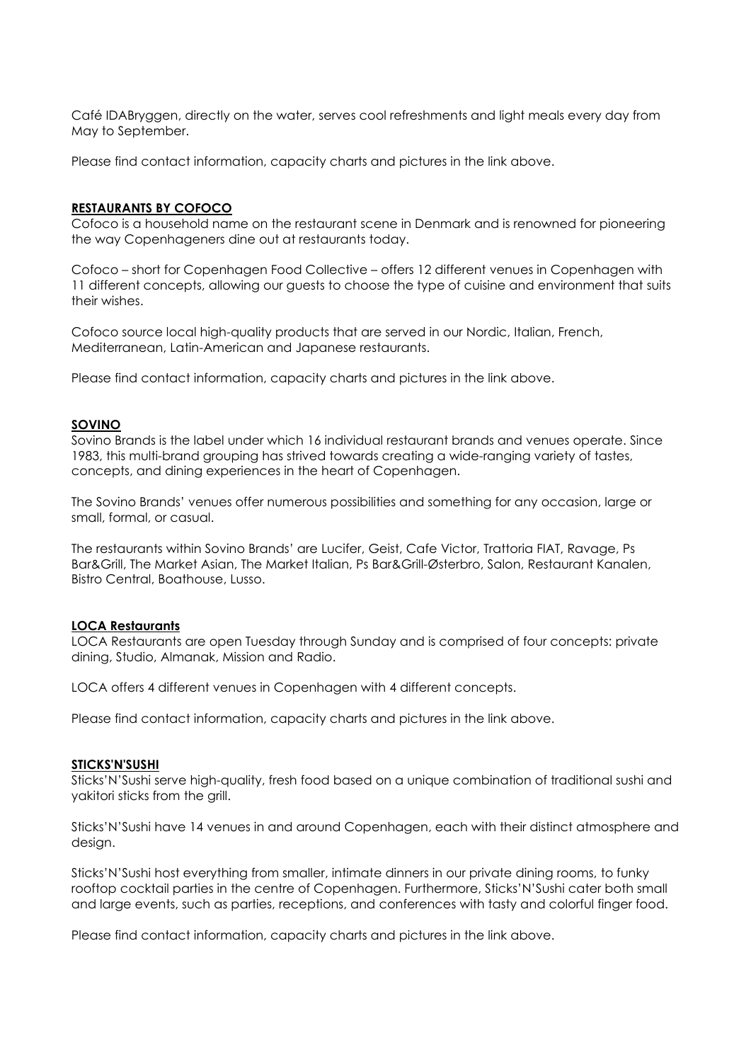Café IDABryggen, directly on the water, serves cool refreshments and light meals every day from May to September.

Please find contact information, capacity charts and pictures in the link above.

### RESTAURANTS BY COFOCO

Cofoco is a household name on the restaurant scene in Denmark and is renowned for pioneering the way Copenhageners dine out at restaurants today.

Cofoco – short for Copenhagen Food Collective – offers 12 different venues in Copenhagen with 11 different concepts, allowing our guests to choose the type of cuisine and environment that suits their wishes.

Cofoco source local high-quality products that are served in our Nordic, Italian, French, Mediterranean, Latin-American and Japanese restaurants.

Please find contact information, capacity charts and pictures in the link above.

### SOVINO

Sovino Brands is the label under which 16 individual restaurant brands and venues operate. Since 1983, this multi-brand grouping has strived towards creating a wide-ranging variety of tastes, concepts, and dining experiences in the heart of Copenhagen.

The Sovino Brands' venues offer numerous possibilities and something for any occasion, large or small, formal, or casual.

The restaurants within Sovino Brands' are Lucifer, Geist, Cafe Victor, Trattoria FIAT, Ravage, Ps Bar&Grill, The Market Asian, The Market Italian, Ps Bar&Grill-Østerbro, Salon, Restaurant Kanalen, Bistro Central, Boathouse, Lusso.

### LOCA Restaurants

LOCA Restaurants are open Tuesday through Sunday and is comprised of four concepts: private dining, Studio, Almanak, Mission and Radio.

LOCA offers 4 different venues in Copenhagen with 4 different concepts.

Please find contact information, capacity charts and pictures in the link above.

### STICKS'N'SUSHI

Sticks'N'Sushi serve high-quality, fresh food based on a unique combination of traditional sushi and yakitori sticks from the grill.

Sticks'N'Sushi have 14 venues in and around Copenhagen, each with their distinct atmosphere and design.

Sticks'N'Sushi host everything from smaller, intimate dinners in our private dining rooms, to funky rooftop cocktail parties in the centre of Copenhagen. Furthermore, Sticks'N'Sushi cater both small and large events, such as parties, receptions, and conferences with tasty and colorful finger food.

Please find contact information, capacity charts and pictures in the link above.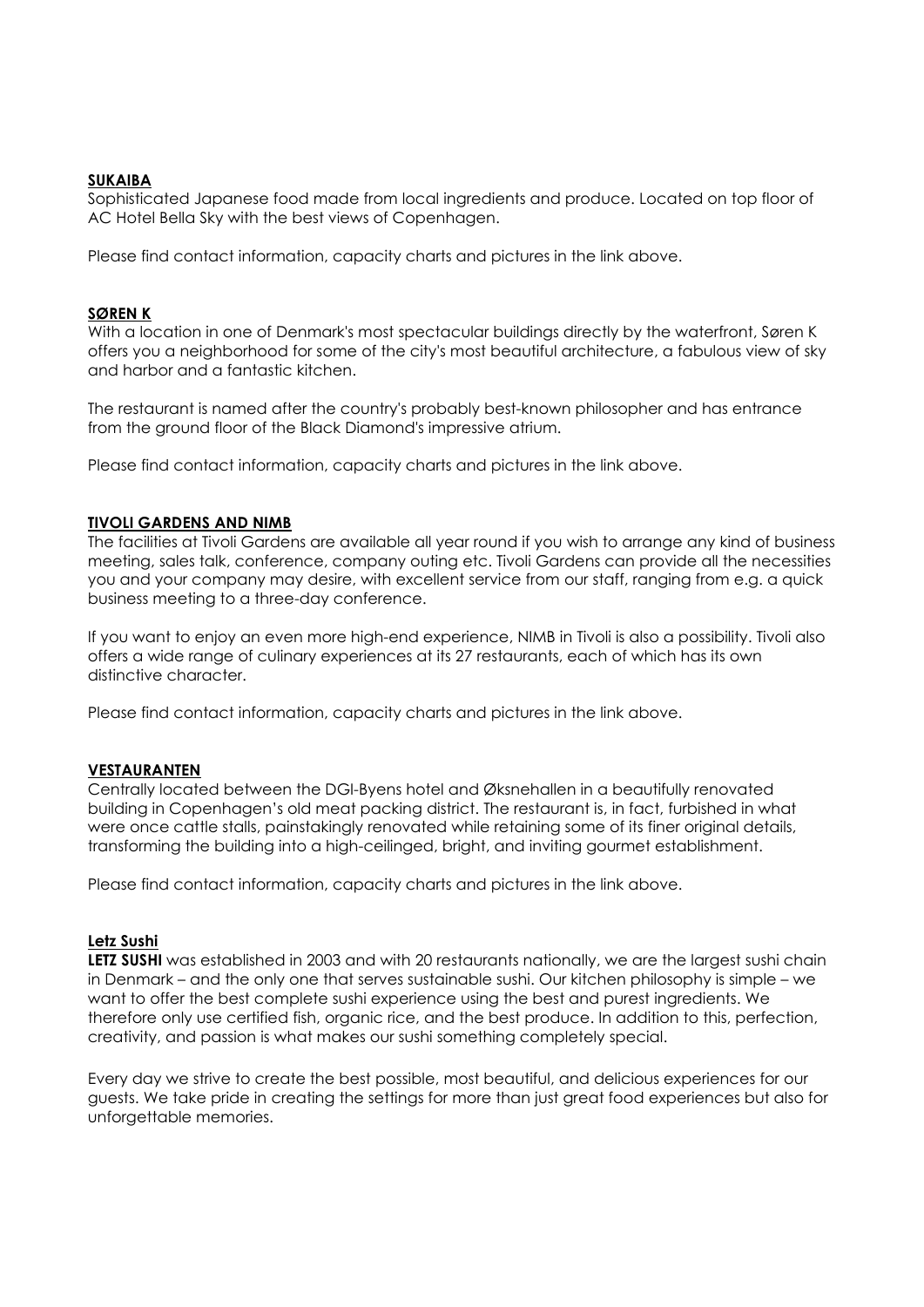### SUKAIBA

Sophisticated Japanese food made from local ingredients and produce. Located on top floor of AC Hotel Bella Sky with the best views of Copenhagen.

Please find contact information, capacity charts and pictures in the link above.

### SØREN K

With a location in one of Denmark's most spectacular buildings directly by the waterfront, Søren K offers you a neighborhood for some of the city's most beautiful architecture, a fabulous view of sky and harbor and a fantastic kitchen.

The restaurant is named after the country's probably best-known philosopher and has entrance from the ground floor of the Black Diamond's impressive atrium.

Please find contact information, capacity charts and pictures in the link above.

### TIVOLI GARDENS AND NIMB

The facilities at Tivoli Gardens are available all year round if you wish to arrange any kind of business meeting, sales talk, conference, company outing etc. Tivoli Gardens can provide all the necessities you and your company may desire, with excellent service from our staff, ranging from e.g. a quick business meeting to a three-day conference.

If you want to enjoy an even more high-end experience, NIMB in Tivoli is also a possibility. Tivoli also offers a wide range of culinary experiences at its 27 restaurants, each of which has its own distinctive character.

Please find contact information, capacity charts and pictures in the link above.

### VESTAURANTEN

Centrally located between the DGI-Byens hotel and Øksnehallen in a beautifully renovated building in Copenhagen's old meat packing district. The restaurant is, in fact, furbished in what were once cattle stalls, painstakingly renovated while retaining some of its finer original details, transforming the building into a high-ceilinged, bright, and inviting gourmet establishment.

Please find contact information, capacity charts and pictures in the link above.

### Letz Sushi

**LETZ SUSHI** was established in 2003 and with 20 restaurants nationally, we are the largest sushi chain in Denmark – and the only one that serves sustainable sushi. Our kitchen philosophy is simple – we want to offer the best complete sushi experience using the best and purest ingredients. We therefore only use certified fish, organic rice, and the best produce. In addition to this, perfection, creativity, and passion is what makes our sushi something completely special.

Every day we strive to create the best possible, most beautiful, and delicious experiences for our guests. We take pride in creating the settings for more than just great food experiences but also for unforgettable memories.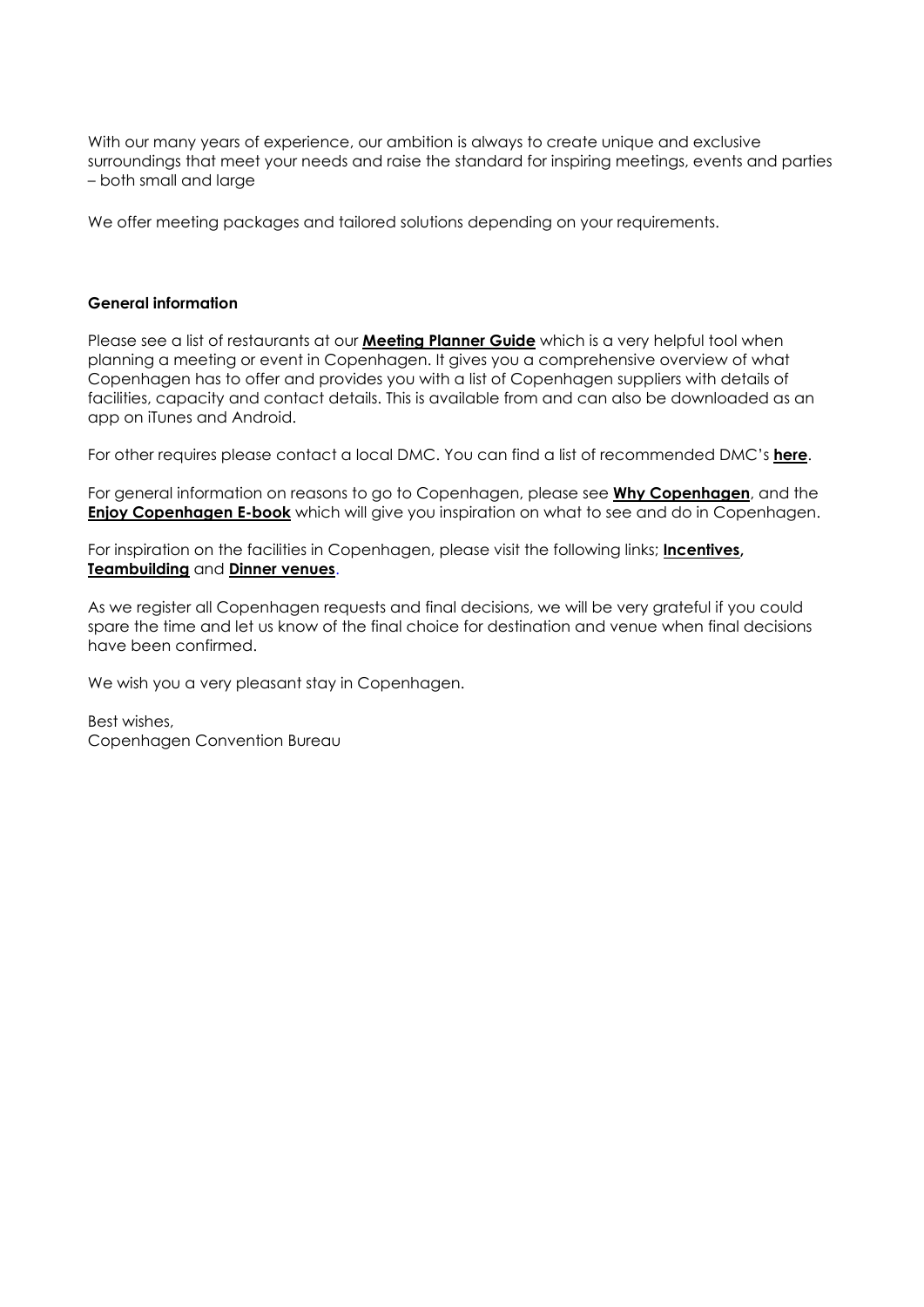With our many years of experience, our ambition is always to create unique and exclusive surroundings that meet your needs and raise the standard for inspiring meetings, events and parties – both small and large

We offer meeting packages and tailored solutions depending on your requirements.

**General information**

Please see a list of restaurants at our **Meeting Planner Guide** which is a very helpful tool when planning a meeting or event in Copenhagen. It gives you a comprehensive overview of what Copenhagen has to offer and provides you with a list of Copenhagen suppliers with details of facilities, capacity and contact details. This is available from and can also be downloaded as an app on iTunes and Android.

For other requires please contact a local DMC. You can find a list of recommended DMC's **here**.

For general information on reasons to go to Copenhagen, please see **Why Copenhagen**, and the **Enjoy Copenhagen E-book** which will give you inspiration on what to see and do in Copenhagen.

For inspiration on the facilities in Copenhagen, please visit the following links; **Incentives, Teambuilding** and **Dinner venues**.

As we register all Copenhagen requests and final decisions, we will be very grateful if you could spare the time and let us know of the final choice for destination and venue when final decisions have been confirmed.

We wish you a very pleasant stay in Copenhagen.

Best wishes,
Copenhagen Convention Bureau